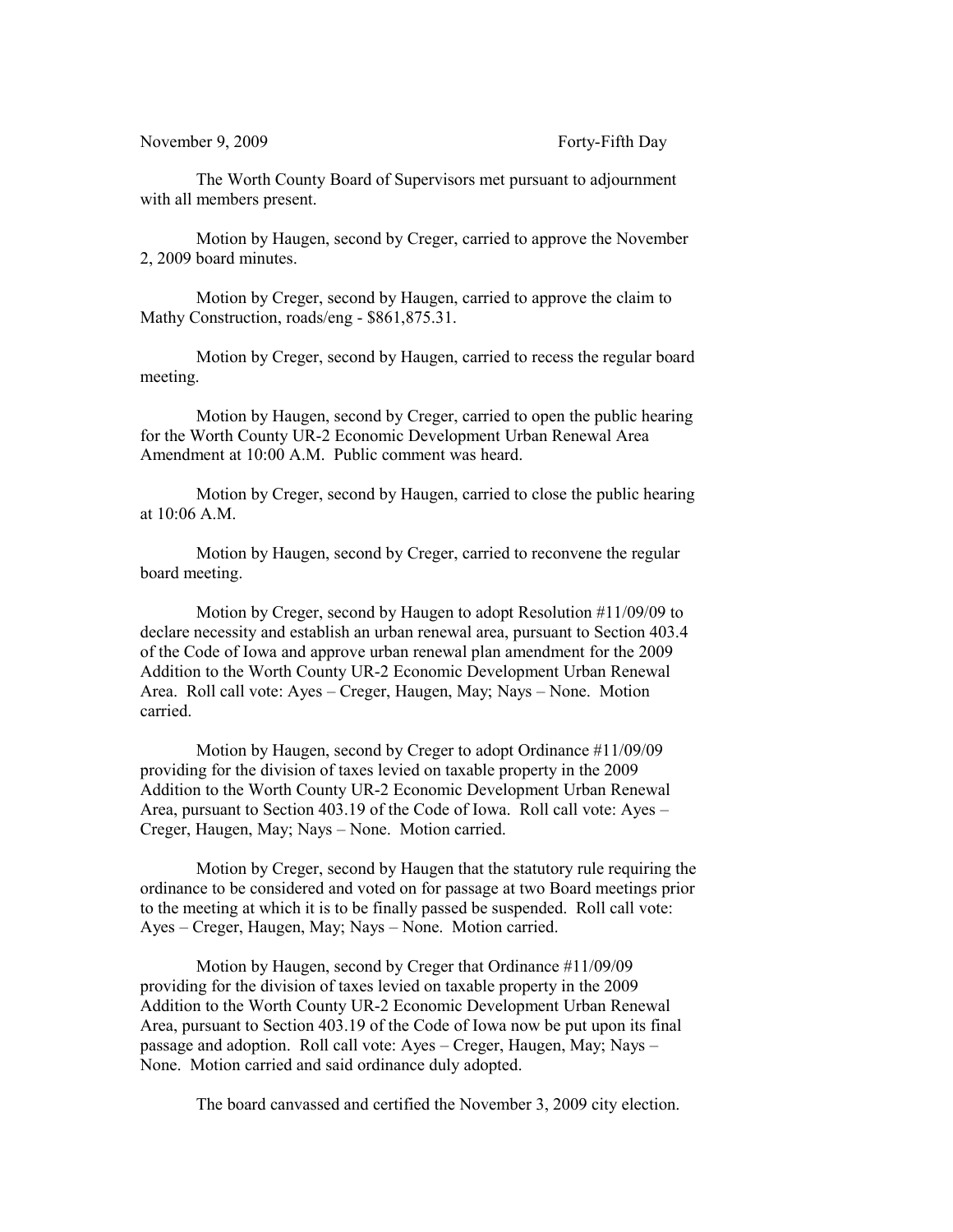November 9, 2009 Forty-Fifth Day

The Worth County Board of Supervisors met pursuant to adjournment with all members present.

Motion by Haugen, second by Creger, carried to approve the November 2, 2009 board minutes.

Motion by Creger, second by Haugen, carried to approve the claim to Mathy Construction, roads/eng - $861,875.31.

Motion by Creger, second by Haugen, carried to recess the regular board meeting.

Motion by Haugen, second by Creger, carried to open the public hearing for the Worth County UR-2 Economic Development Urban Renewal Area Amendment at 10:00 A.M. Public comment was heard.

Motion by Creger, second by Haugen, carried to close the public hearing at 10:06 A.M.

Motion by Haugen, second by Creger, carried to reconvene the regular board meeting.

Motion by Creger, second by Haugen to adopt Resolution #11/09/09 to declare necessity and establish an urban renewal area, pursuant to Section 403.4 of the Code of Iowa and approve urban renewal plan amendment for the 2009 Addition to the Worth County UR-2 Economic Development Urban Renewal Area. Roll call vote: Ayes – Creger, Haugen, May; Nays – None. Motion carried.

Motion by Haugen, second by Creger to adopt Ordinance #11/09/09 providing for the division of taxes levied on taxable property in the 2009 Addition to the Worth County UR-2 Economic Development Urban Renewal Area, pursuant to Section 403.19 of the Code of Iowa. Roll call vote: Ayes – Creger, Haugen, May; Nays – None. Motion carried.

Motion by Creger, second by Haugen that the statutory rule requiring the ordinance to be considered and voted on for passage at two Board meetings prior to the meeting at which it is to be finally passed be suspended. Roll call vote: Ayes – Creger, Haugen, May; Nays – None. Motion carried.

Motion by Haugen, second by Creger that Ordinance #11/09/09 providing for the division of taxes levied on taxable property in the 2009 Addition to the Worth County UR-2 Economic Development Urban Renewal Area, pursuant to Section 403.19 of the Code of Iowa now be put upon its final passage and adoption. Roll call vote: Ayes – Creger, Haugen, May; Nays – None. Motion carried and said ordinance duly adopted.

The board canvassed and certified the November 3, 2009 city election.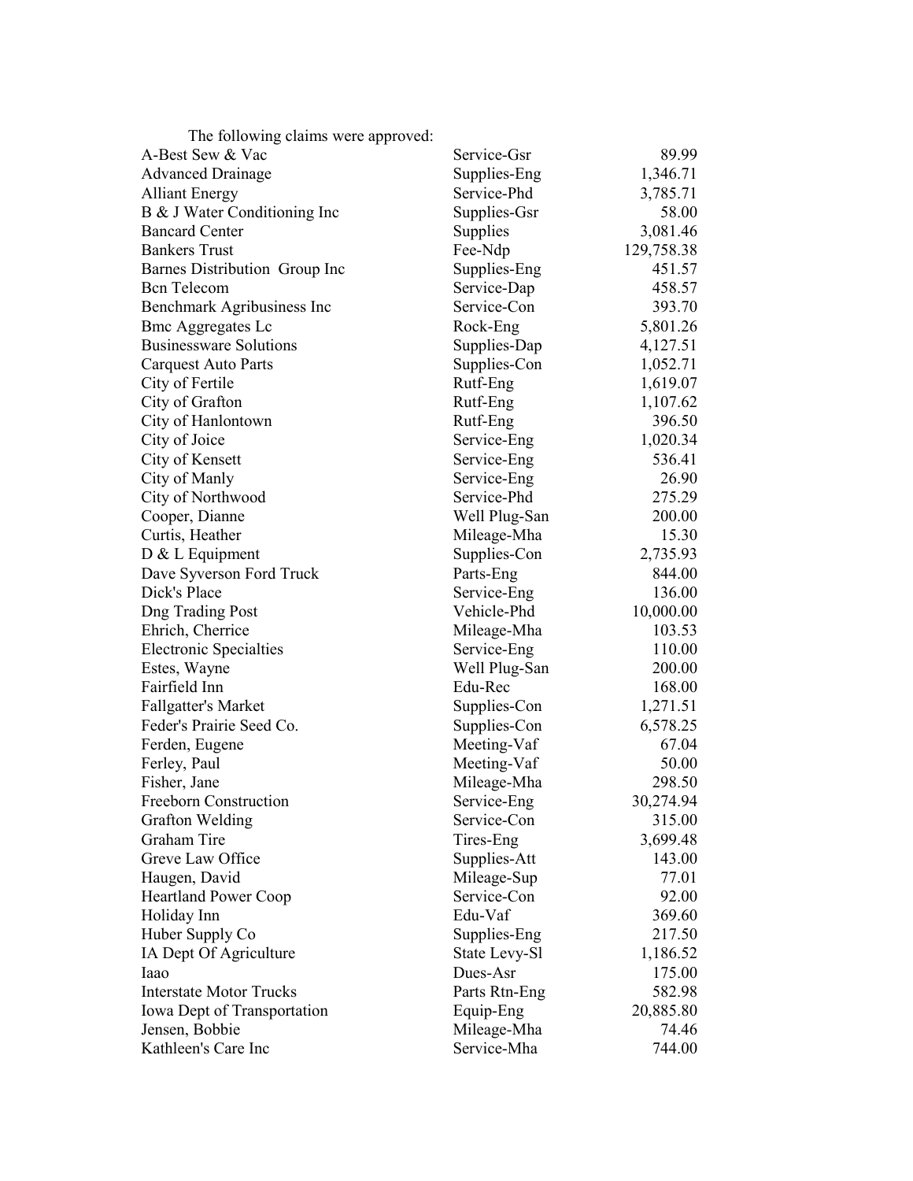The following claims were approved:

| Vendor | Description | Amount |
|---|---|---|
| A-Best Sew & Vac | Service-Gsr | 89.99 |
| Advanced Drainage | Supplies-Eng | 1,346.71 |
| Alliant Energy | Service-Phd | 3,785.71 |
| B & J Water Conditioning Inc | Supplies-Gsr | 58.00 |
| Bancard Center | Supplies | 3,081.46 |
| Bankers Trust | Fee-Ndp | 129,758.38 |
| Barnes Distribution Group Inc | Supplies-Eng | 451.57 |
| Bcn Telecom | Service-Dap | 458.57 |
| Benchmark Agribusiness Inc | Service-Con | 393.70 |
| Bmc Aggregates Lc | Rock-Eng | 5,801.26 |
| Businessware Solutions | Supplies-Dap | 4,127.51 |
| Carquest Auto Parts | Supplies-Con | 1,052.71 |
| City of Fertile | Rutf-Eng | 1,619.07 |
| City of Grafton | Rutf-Eng | 1,107.62 |
| City of Hanlontown | Rutf-Eng | 396.50 |
| City of Joice | Service-Eng | 1,020.34 |
| City of Kensett | Service-Eng | 536.41 |
| City of Manly | Service-Eng | 26.90 |
| City of Northwood | Service-Phd | 275.29 |
| Cooper, Dianne | Well Plug-San | 200.00 |
| Curtis, Heather | Mileage-Mha | 15.30 |
| D & L Equipment | Supplies-Con | 2,735.93 |
| Dave Syverson Ford Truck | Parts-Eng | 844.00 |
| Dick's Place | Service-Eng | 136.00 |
| Dng Trading Post | Vehicle-Phd | 10,000.00 |
| Ehrich, Cherrice | Mileage-Mha | 103.53 |
| Electronic Specialties | Service-Eng | 110.00 |
| Estes, Wayne | Well Plug-San | 200.00 |
| Fairfield Inn | Edu-Rec | 168.00 |
| Fallgatter's Market | Supplies-Con | 1,271.51 |
| Feder's Prairie Seed Co. | Supplies-Con | 6,578.25 |
| Ferden, Eugene | Meeting-Vaf | 67.04 |
| Ferley, Paul | Meeting-Vaf | 50.00 |
| Fisher, Jane | Mileage-Mha | 298.50 |
| Freeborn Construction | Service-Eng | 30,274.94 |
| Grafton Welding | Service-Con | 315.00 |
| Graham Tire | Tires-Eng | 3,699.48 |
| Greve Law Office | Supplies-Att | 143.00 |
| Haugen, David | Mileage-Sup | 77.01 |
| Heartland Power Coop | Service-Con | 92.00 |
| Holiday Inn | Edu-Vaf | 369.60 |
| Huber Supply Co | Supplies-Eng | 217.50 |
| IA Dept Of Agriculture | State Levy-Sl | 1,186.52 |
| Iaao | Dues-Asr | 175.00 |
| Interstate Motor Trucks | Parts Rtn-Eng | 582.98 |
| Iowa Dept of Transportation | Equip-Eng | 20,885.80 |
| Jensen, Bobbie | Mileage-Mha | 74.46 |
| Kathleen's Care Inc | Service-Mha | 744.00 |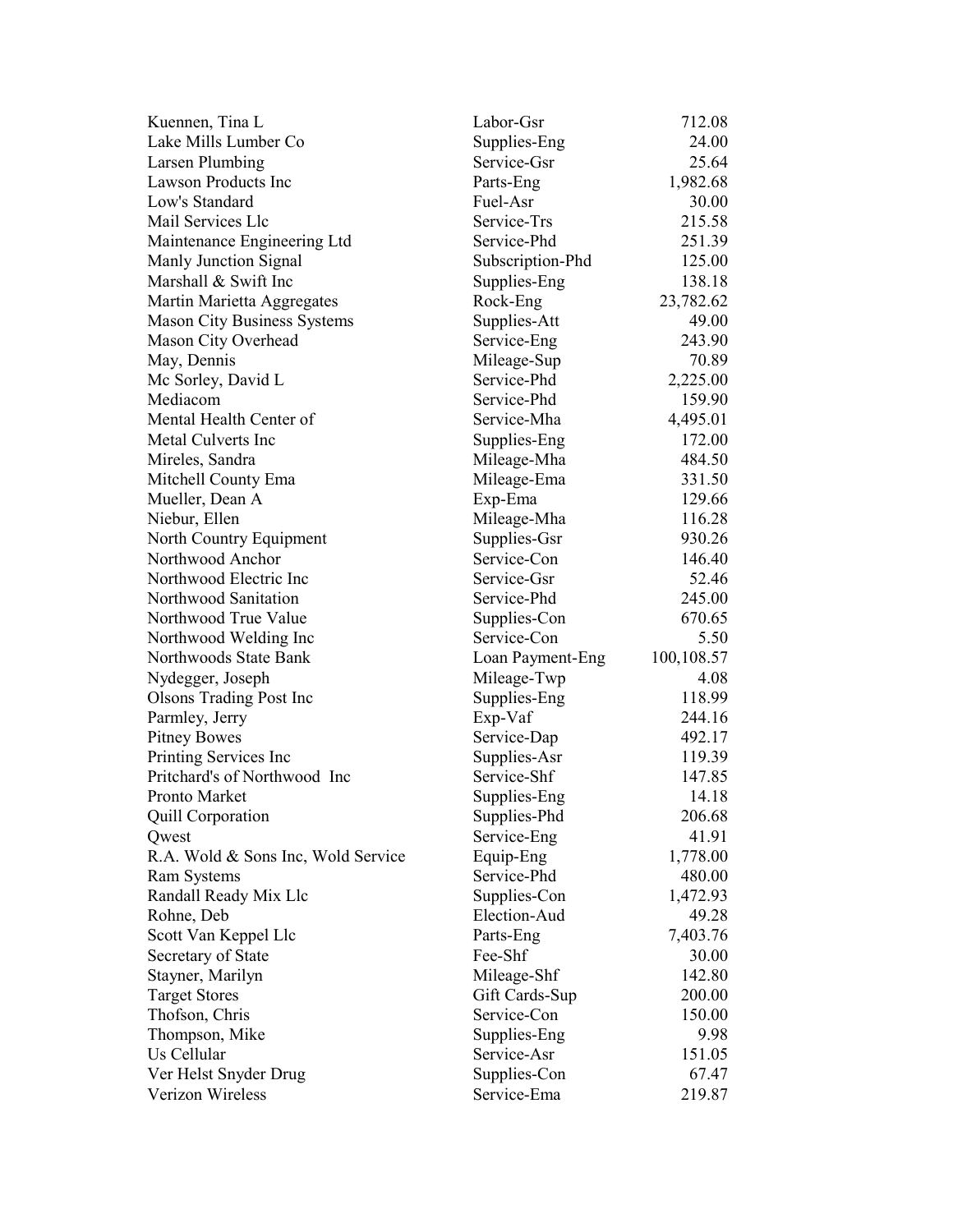| | | |
|---|---|---|
| Kuennen, Tina L | Labor-Gsr | 712.08 |
| Lake Mills Lumber Co | Supplies-Eng | 24.00 |
| Larsen Plumbing | Service-Gsr | 25.64 |
| Lawson Products Inc | Parts-Eng | 1,982.68 |
| Low's Standard | Fuel-Asr | 30.00 |
| Mail Services Llc | Service-Trs | 215.58 |
| Maintenance Engineering Ltd | Service-Phd | 251.39 |
| Manly Junction Signal | Subscription-Phd | 125.00 |
| Marshall & Swift Inc | Supplies-Eng | 138.18 |
| Martin Marietta Aggregates | Rock-Eng | 23,782.62 |
| Mason City Business Systems | Supplies-Att | 49.00 |
| Mason City Overhead | Service-Eng | 243.90 |
| May, Dennis | Mileage-Sup | 70.89 |
| Mc Sorley, David L | Service-Phd | 2,225.00 |
| Mediacom | Service-Phd | 159.90 |
| Mental Health Center of | Service-Mha | 4,495.01 |
| Metal Culverts Inc | Supplies-Eng | 172.00 |
| Mireles, Sandra | Mileage-Mha | 484.50 |
| Mitchell County Ema | Mileage-Ema | 331.50 |
| Mueller, Dean A | Exp-Ema | 129.66 |
| Niebur, Ellen | Mileage-Mha | 116.28 |
| North Country Equipment | Supplies-Gsr | 930.26 |
| Northwood Anchor | Service-Con | 146.40 |
| Northwood Electric Inc | Service-Gsr | 52.46 |
| Northwood Sanitation | Service-Phd | 245.00 |
| Northwood True Value | Supplies-Con | 670.65 |
| Northwood Welding Inc | Service-Con | 5.50 |
| Northwoods State Bank | Loan Payment-Eng | 100,108.57 |
| Nydegger, Joseph | Mileage-Twp | 4.08 |
| Olsons Trading Post Inc | Supplies-Eng | 118.99 |
| Parmley, Jerry | Exp-Vaf | 244.16 |
| Pitney Bowes | Service-Dap | 492.17 |
| Printing Services Inc | Supplies-Asr | 119.39 |
| Pritchard's of Northwood Inc | Service-Shf | 147.85 |
| Pronto Market | Supplies-Eng | 14.18 |
| Quill Corporation | Supplies-Phd | 206.68 |
| Qwest | Service-Eng | 41.91 |
| R.A. Wold & Sons Inc, Wold Service | Equip-Eng | 1,778.00 |
| Ram Systems | Service-Phd | 480.00 |
| Randall Ready Mix Llc | Supplies-Con | 1,472.93 |
| Rohne, Deb | Election-Aud | 49.28 |
| Scott Van Keppel Llc | Parts-Eng | 7,403.76 |
| Secretary of State | Fee-Shf | 30.00 |
| Stayner, Marilyn | Mileage-Shf | 142.80 |
| Target Stores | Gift Cards-Sup | 200.00 |
| Thofson, Chris | Service-Con | 150.00 |
| Thompson, Mike | Supplies-Eng | 9.98 |
| Us Cellular | Service-Asr | 151.05 |
| Ver Helst Snyder Drug | Supplies-Con | 67.47 |
| Verizon Wireless | Service-Ema | 219.87 |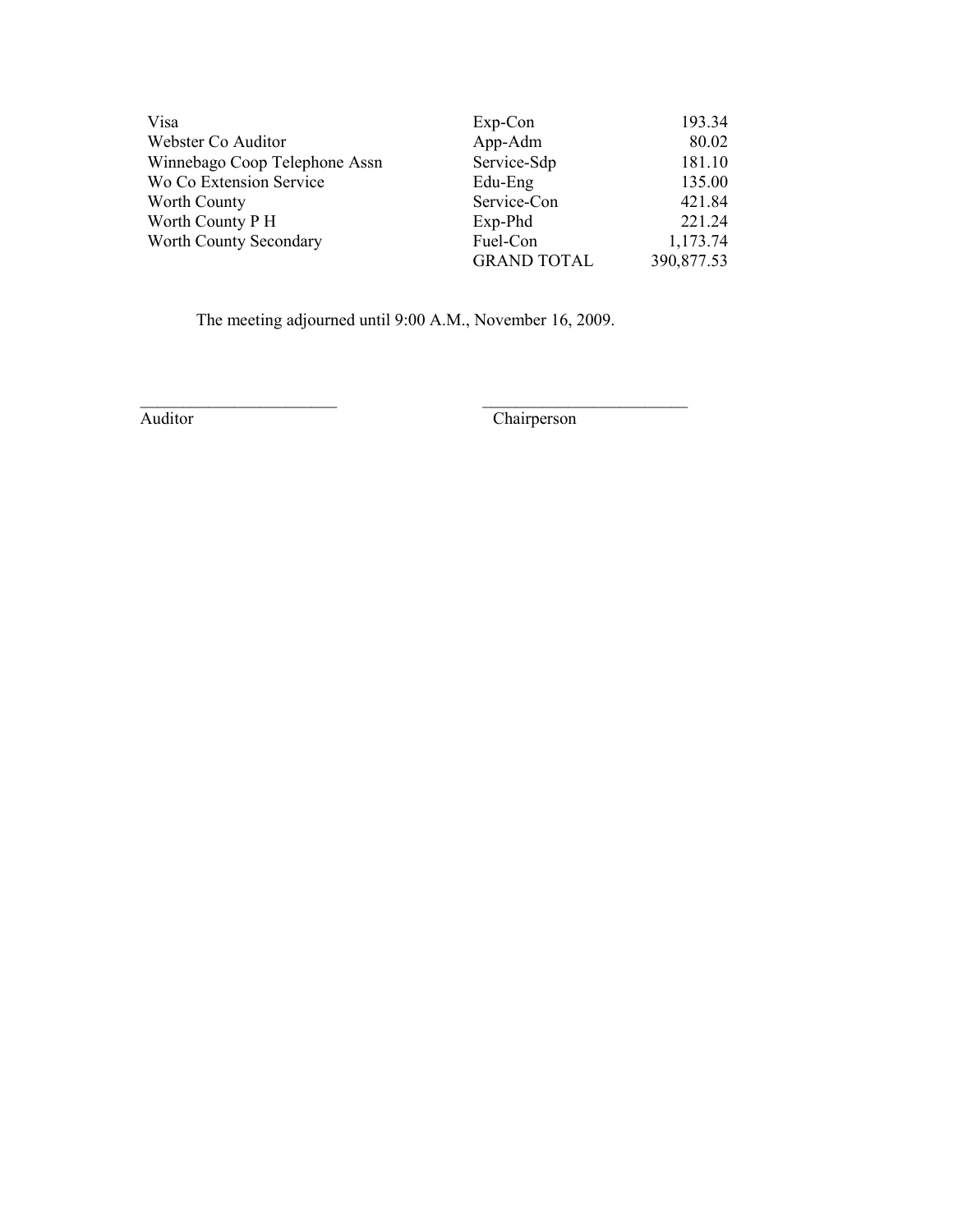| | | |
|---|---|---|
| Visa | Exp-Con | 193.34 |
| Webster Co Auditor | App-Adm | 80.02 |
| Winnebago Coop Telephone Assn | Service-Sdp | 181.10 |
| Wo Co Extension Service | Edu-Eng | 135.00 |
| Worth County | Service-Con | 421.84 |
| Worth County P H | Exp-Phd | 221.24 |
| Worth County Secondary | Fuel-Con | 1,173.74 |
| | GRAND TOTAL | 390,877.53 |

The meeting adjourned until 9:00 A.M., November 16, 2009.

_______________________ _______________________

Auditor Chairperson